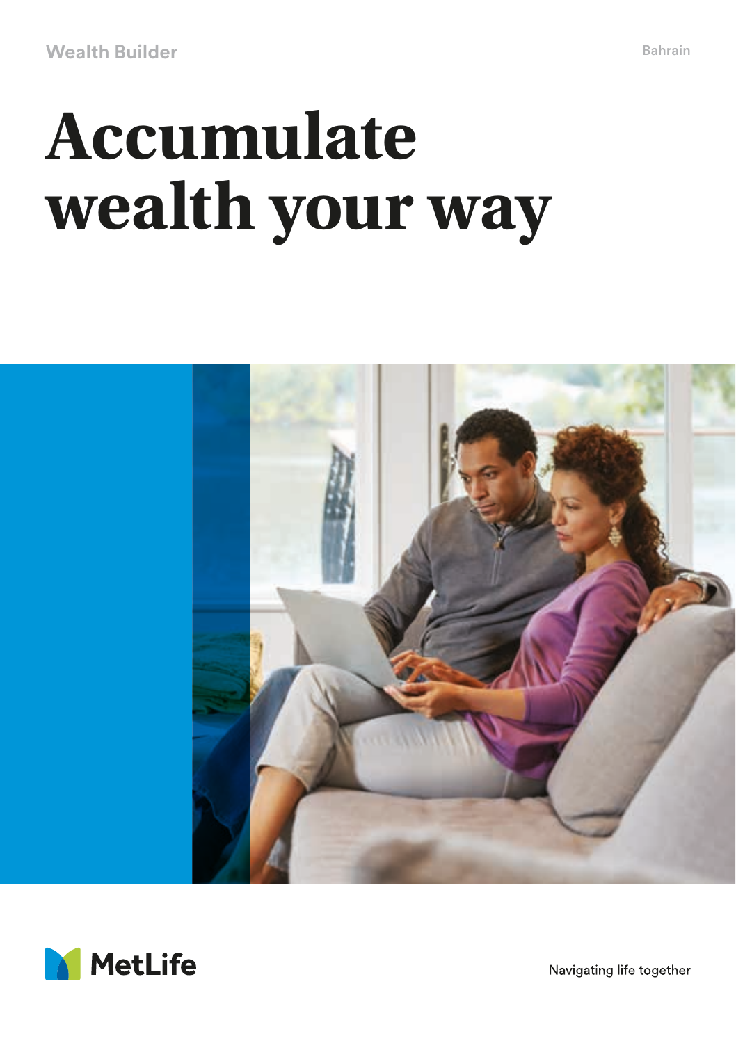Wealth Builder

Bahrain

# Accumulate wealth your way

MetLife

Navigating life together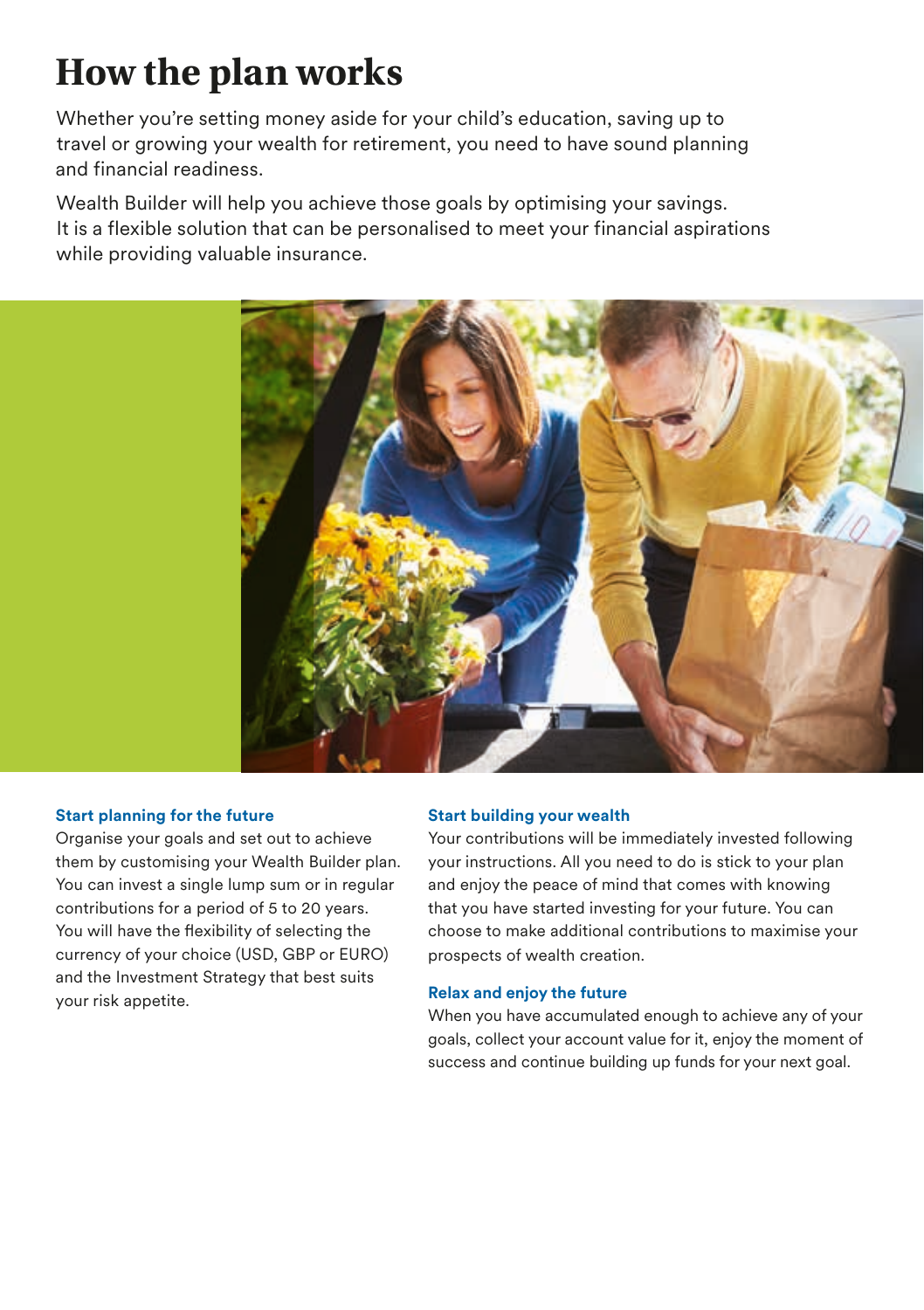# How the plan works

Whether you're setting money aside for your child's education, saving up to travel or growing your wealth for retirement, you need to have sound planning and financial readiness.

Wealth Builder will help you achieve those goals by optimising your savings. It is a flexible solution that can be personalised to meet your financial aspirations while providing valuable insurance.

### Start planning for the future

Organise your goals and set out to achieve them by customising your Wealth Builder plan. You can invest a single lump sum or in regular contributions for a period of 5 to 20 years. You will have the flexibility of selecting the currency of your choice (USD, GBP or EURO) and the Investment Strategy that best suits your risk appetite.

### Start building your wealth

Your contributions will be immediately invested following your instructions. All you need to do is stick to your plan and enjoy the peace of mind that comes with knowing that you have started investing for your future. You can choose to make additional contributions to maximise your prospects of wealth creation.

### Relax and enjoy the future

When you have accumulated enough to achieve any of your goals, collect your account value for it, enjoy the moment of success and continue building up funds for your next goal.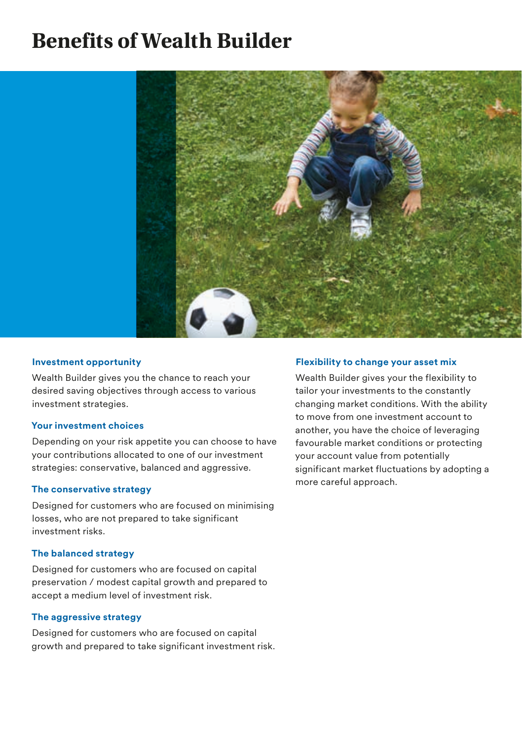# Benefits of Wealth Builder

### Investment opportunity

Wealth Builder gives you the chance to reach your desired saving objectives through access to various investment strategies.

### Your investment choices

Depending on your risk appetite you can choose to have your contributions allocated to one of our investment strategies: conservative, balanced and aggressive.

### The conservative strategy

Designed for customers who are focused on minimising losses, who are not prepared to take significant investment risks.

### The balanced strategy

Designed for customers who are focused on capital preservation / modest capital growth and prepared to accept a medium level of investment risk.

### The aggressive strategy

Designed for customers who are focused on capital growth and prepared to take significant investment risk.

### Flexibility to change your asset mix

Wealth Builder gives your the flexibility to tailor your investments to the constantly changing market conditions. With the ability to move from one investment account to another, you have the choice of leveraging favourable market conditions or protecting your account value from potentially significant market fluctuations by adopting a more careful approach.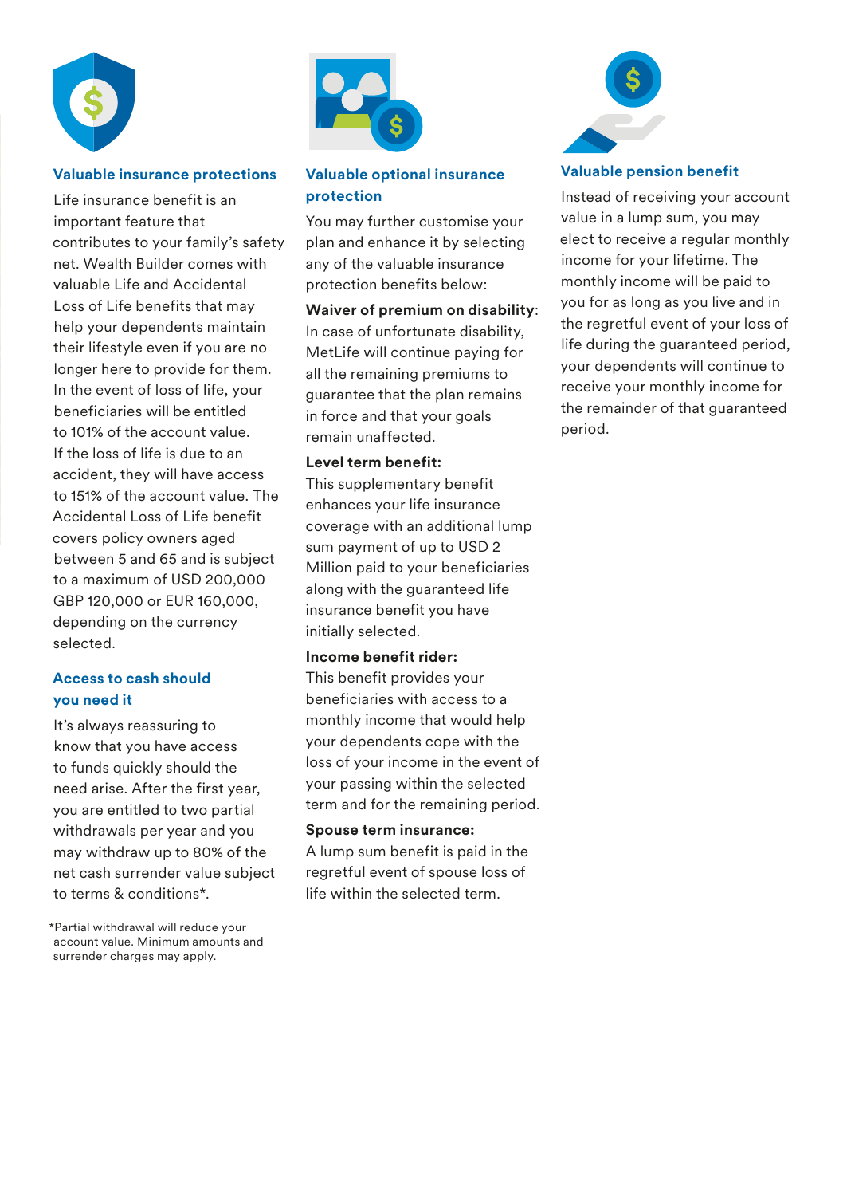## Valuable insurance protections

Life insurance benefit is an important feature that contributes to your family's safety net. Wealth Builder comes with valuable Life and Accidental Loss of Life benefits that may help your dependents maintain their lifestyle even if you are no longer here to provide for them. In the event of loss of life, your beneficiaries will be entitled to 101% of the account value. If the loss of life is due to an accident, they will have access to 151% of the account value. The Accidental Loss of Life benefit covers policy owners aged between 5 and 65 and is subject to a maximum of USD 200,000 GBP 120,000 or EUR 160,000, depending on the currency selected.

## Access to cash should you need it

It's always reassuring to know that you have access to funds quickly should the need arise. After the first year, you are entitled to two partial withdrawals per year and you may withdraw up to 80% of the net cash surrender value subject to terms & conditions*.

*Partial withdrawal will reduce your account value. Minimum amounts and surrender charges may apply.

## Valuable optional insurance protection

You may further customise your plan and enhance it by selecting any of the valuable insurance protection benefits below:

**Waiver of premium on disability**: In case of unfortunate disability, MetLife will continue paying for all the remaining premiums to guarantee that the plan remains in force and that your goals remain unaffected.

**Level term benefit:** This supplementary benefit enhances your life insurance coverage with an additional lump sum payment of up to USD 2 Million paid to your beneficiaries along with the guaranteed life insurance benefit you have initially selected.

**Income benefit rider:** This benefit provides your beneficiaries with access to a monthly income that would help your dependents cope with the loss of your income in the event of your passing within the selected term and for the remaining period.

**Spouse term insurance:** A lump sum benefit is paid in the regretful event of spouse loss of life within the selected term.

## Valuable pension benefit

Instead of receiving your account value in a lump sum, you may elect to receive a regular monthly income for your lifetime. The monthly income will be paid to you for as long as you live and in the regretful event of your loss of life during the guaranteed period, your dependents will continue to receive your monthly income for the remainder of that guaranteed period.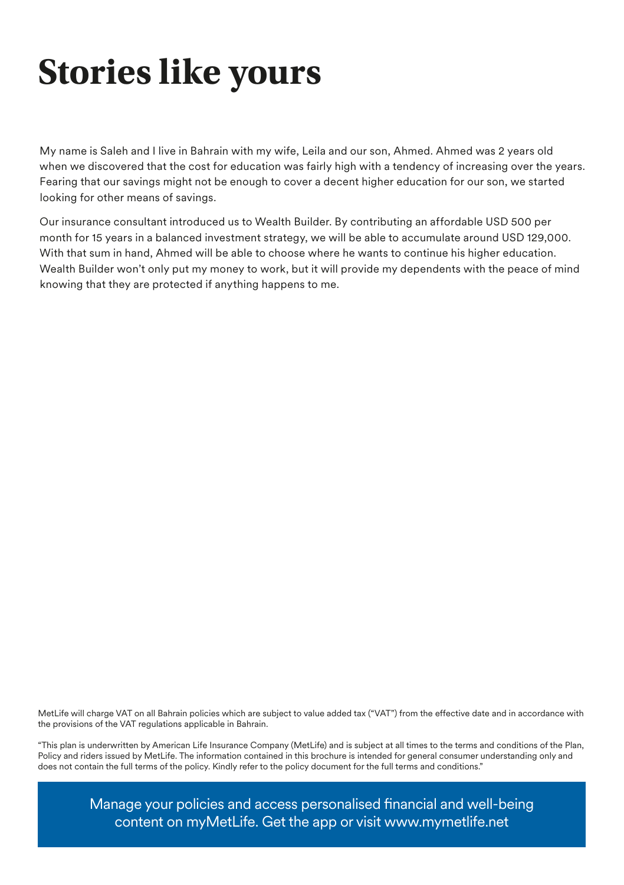# Stories like yours

My name is Saleh and I live in Bahrain with my wife, Leila and our son, Ahmed. Ahmed was 2 years old when we discovered that the cost for education was fairly high with a tendency of increasing over the years. Fearing that our savings might not be enough to cover a decent higher education for our son, we started looking for other means of savings.

Our insurance consultant introduced us to Wealth Builder. By contributing an affordable USD 500 per month for 15 years in a balanced investment strategy, we will be able to accumulate around USD 129,000. With that sum in hand, Ahmed will be able to choose where he wants to continue his higher education. Wealth Builder won't only put my money to work, but it will provide my dependents with the peace of mind knowing that they are protected if anything happens to me.

MetLife will charge VAT on all Bahrain policies which are subject to value added tax ("VAT") from the effective date and in accordance with the provisions of the VAT regulations applicable in Bahrain.

"This plan is underwritten by American Life Insurance Company (MetLife) and is subject at all times to the terms and conditions of the Plan, Policy and riders issued by MetLife. The information contained in this brochure is intended for general consumer understanding only and does not contain the full terms of the policy. Kindly refer to the policy document for the full terms and conditions."

Manage your policies and access personalised financial and well-being content on myMetLife. Get the app or visit www.mymetlife.net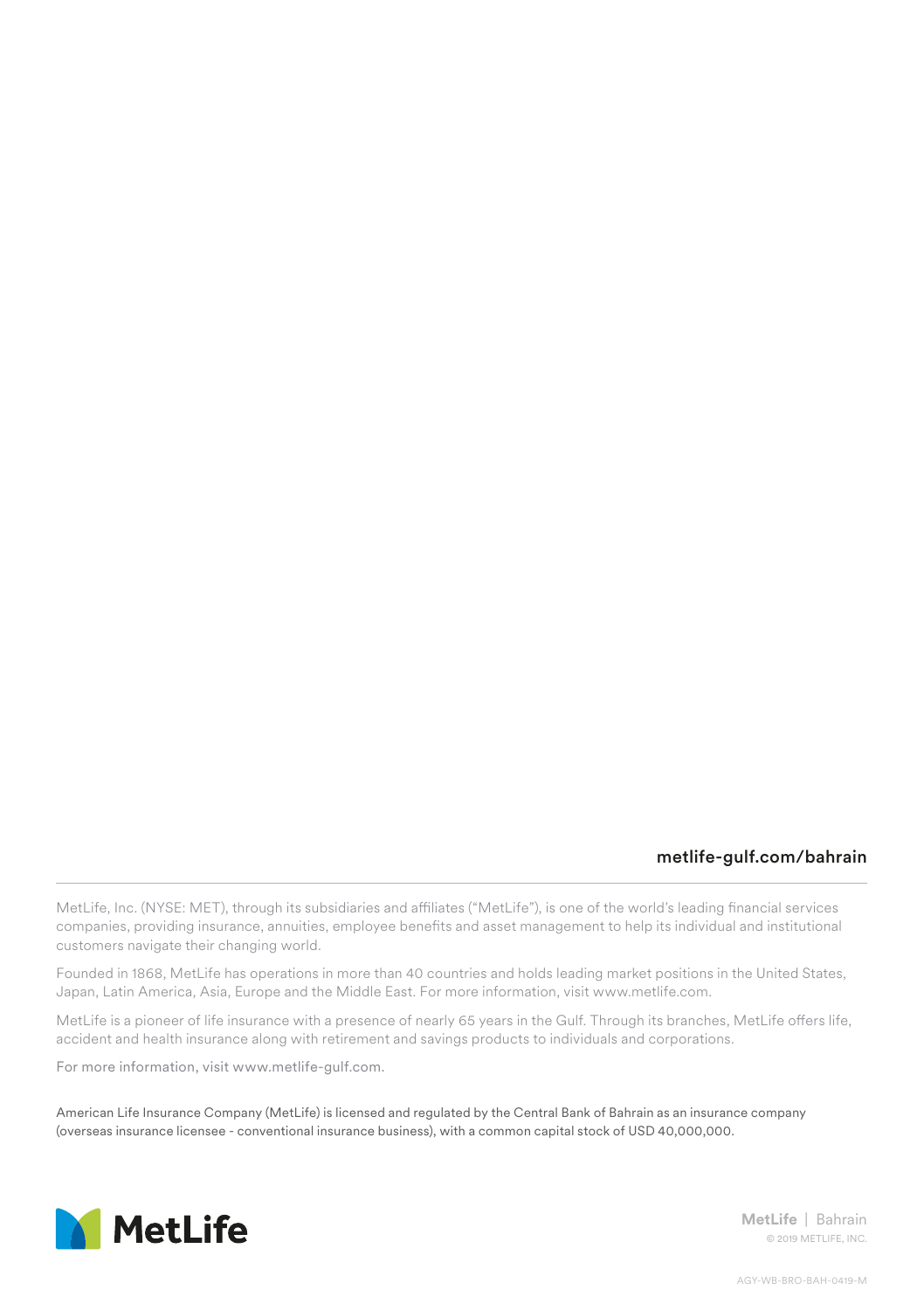metlife-gulf.com/bahrain

---

MetLife, Inc. (NYSE: MET), through its subsidiaries and affiliates ("MetLife"), is one of the world's leading financial services companies, providing insurance, annuities, employee benefits and asset management to help its individual and institutional customers navigate their changing world.

Founded in 1868, MetLife has operations in more than 40 countries and holds leading market positions in the United States, Japan, Latin America, Asia, Europe and the Middle East. For more information, visit www.metlife.com.

MetLife is a pioneer of life insurance with a presence of nearly 65 years in the Gulf. Through its branches, MetLife offers life, accident and health insurance along with retirement and savings products to individuals and corporations.

For more information, visit www.metlife-gulf.com.

American Life Insurance Company (MetLife) is licensed and regulated by the Central Bank of Bahrain as an insurance company (overseas insurance licensee - conventional insurance business), with a common capital stock of USD 40,000,000.

MetLife

**MetLife** | Bahrain

© 2019 METLIFE, INC.

AGY-WB-BRO-BAH-0419-M